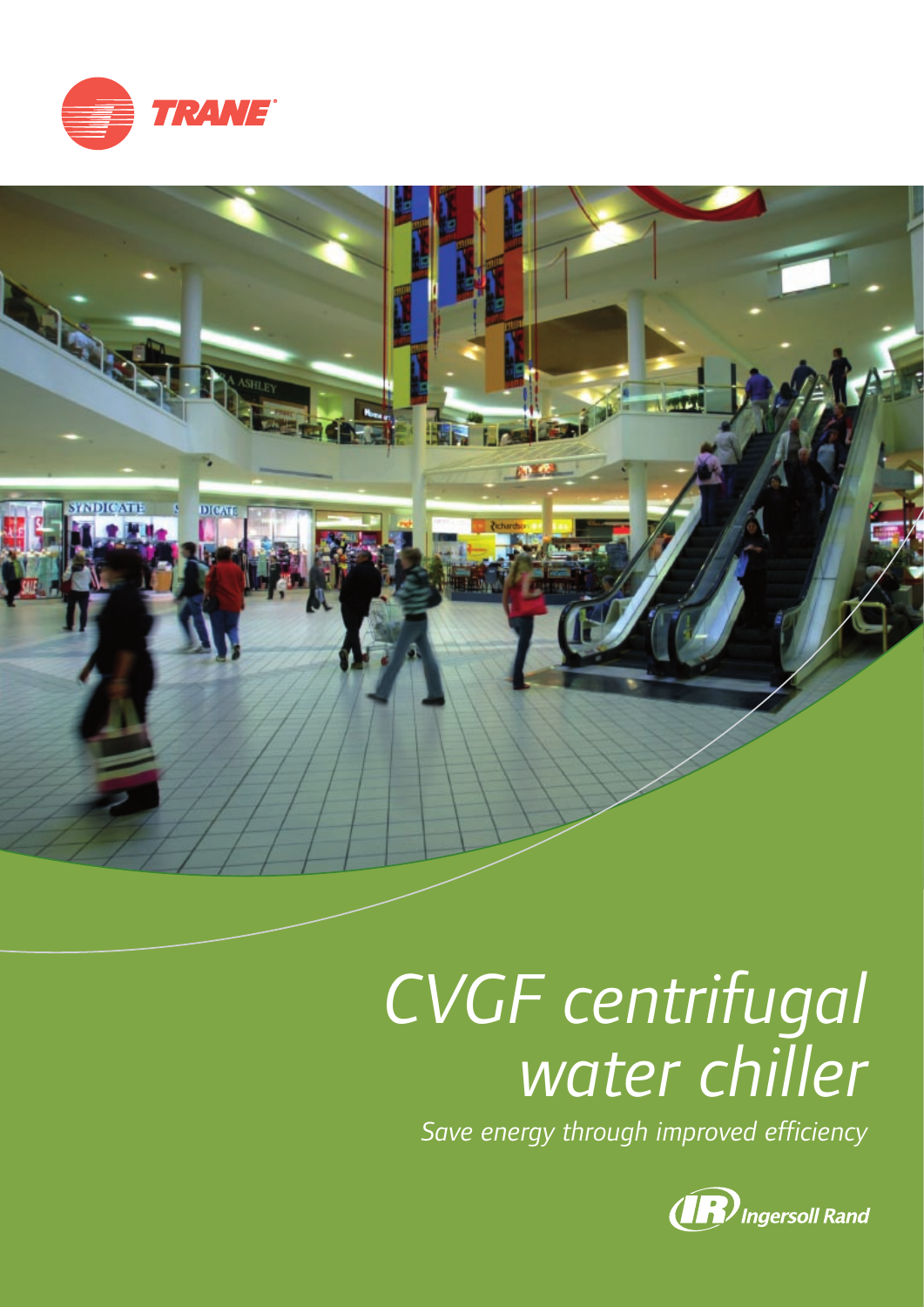TRANE

# CVGF centrifugal water chiller

*Save energy through improved efficiency*

Ingersoll Rand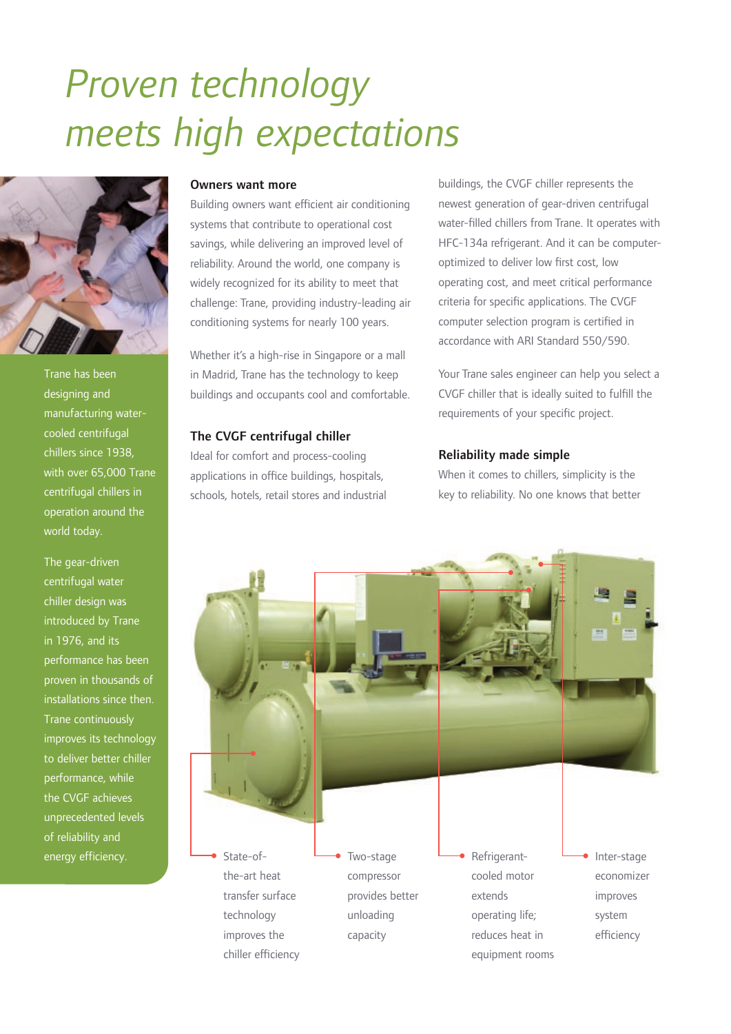# *Proven technology meets high expectations*

Trane has been designing and manufacturing water-cooled centrifugal chillers since 1938, with over 65,000 Trane centrifugal chillers in operation around the world today.

The gear-driven centrifugal water chiller design was introduced by Trane in 1976, and its performance has been proven in thousands of installations since then. Trane continuously improves its technology to deliver better chiller performance, while the CVGF achieves unprecedented levels of reliability and energy efficiency.

**Owners want more**

Building owners want efficient air conditioning systems that contribute to operational cost savings, while delivering an improved level of reliability. Around the world, one company is widely recognized for its ability to meet that challenge: Trane, providing industry-leading air conditioning systems for nearly 100 years.

Whether it's a high-rise in Singapore or a mall in Madrid, Trane has the technology to keep buildings and occupants cool and comfortable.

**The CVGF centrifugal chiller**

Ideal for comfort and process-cooling applications in office buildings, hospitals, schools, hotels, retail stores and industrial buildings, the CVGF chiller represents the newest generation of gear-driven centrifugal water-filled chillers from Trane. It operates with HFC-134a refrigerant. And it can be computer-optimized to deliver low first cost, low operating cost, and meet critical performance criteria for specific applications. The CVGF computer selection program is certified in accordance with ARI Standard 550/590.

Your Trane sales engineer can help you select a CVGF chiller that is ideally suited to fulfill the requirements of your specific project.

**Reliability made simple**

When it comes to chillers, simplicity is the key to reliability. No one knows that better

- State-of-the-art heat transfer surface technology improves the chiller efficiency
- Two-stage compressor provides better unloading capacity
- Refrigerant-cooled motor extends operating life; reduces heat in equipment rooms
- Inter-stage economizer improves system efficiency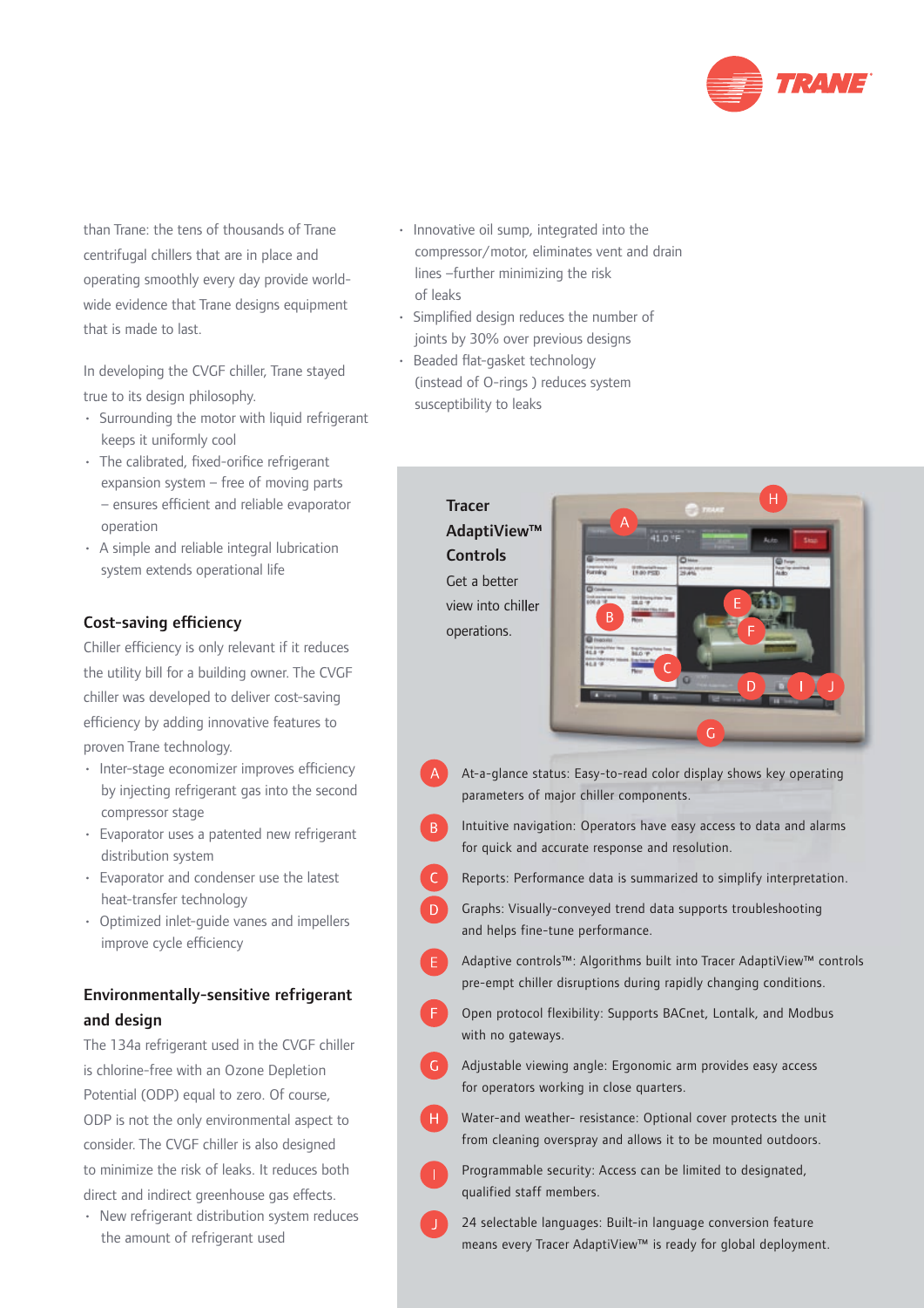than Trane: the tens of thousands of Trane centrifugal chillers that are in place and operating smoothly every day provide world-wide evidence that Trane designs equipment that is made to last.

In developing the CVGF chiller, Trane stayed true to its design philosophy.

- Surrounding the motor with liquid refrigerant keeps it uniformly cool
- The calibrated, fixed-orifice refrigerant expansion system – free of moving parts – ensures efficient and reliable evaporator operation
- A simple and reliable integral lubrication system extends operational life

## Cost-saving efficiency

Chiller efficiency is only relevant if it reduces the utility bill for a building owner. The CVGF chiller was developed to deliver cost-saving efficiency by adding innovative features to proven Trane technology.

- Inter-stage economizer improves efficiency by injecting refrigerant gas into the second compressor stage
- Evaporator uses a patented new refrigerant distribution system
- Evaporator and condenser use the latest heat-transfer technology
- Optimized inlet-guide vanes and impellers improve cycle efficiency

## Environmentally-sensitive refrigerant and design

The 134a refrigerant used in the CVGF chiller is chlorine-free with an Ozone Depletion Potential (ODP) equal to zero. Of course, ODP is not the only environmental aspect to consider. The CVGF chiller is also designed to minimize the risk of leaks. It reduces both direct and indirect greenhouse gas effects.

- New refrigerant distribution system reduces the amount of refrigerant used
- Innovative oil sump, integrated into the compressor/motor, eliminates vent and drain lines –further minimizing the risk of leaks
- Simplified design reduces the number of joints by 30% over previous designs
- Beaded flat-gasket technology (instead of O-rings ) reduces system susceptibility to leaks

## Tracer AdaptiView™ Controls

Get a better view into chiller operations.

- **A** At-a-glance status: Easy-to-read color display shows key operating parameters of major chiller components.
- **B** Intuitive navigation: Operators have easy access to data and alarms for quick and accurate response and resolution.
- **C** Reports: Performance data is summarized to simplify interpretation.
- **D** Graphs: Visually-conveyed trend data supports troubleshooting and helps fine-tune performance.
- **E** Adaptive controls™: Algorithms built into Tracer AdaptiView™ controls pre-empt chiller disruptions during rapidly changing conditions.
- **F** Open protocol flexibility: Supports BACnet, Lontalk, and Modbus with no gateways.
- **G** Adjustable viewing angle: Ergonomic arm provides easy access for operators working in close quarters.
- **H** Water-and weather- resistance: Optional cover protects the unit from cleaning overspray and allows it to be mounted outdoors.
- **I** Programmable security: Access can be limited to designated, qualified staff members.
- **J** 24 selectable languages: Built-in language conversion feature means every Tracer AdaptiView™ is ready for global deployment.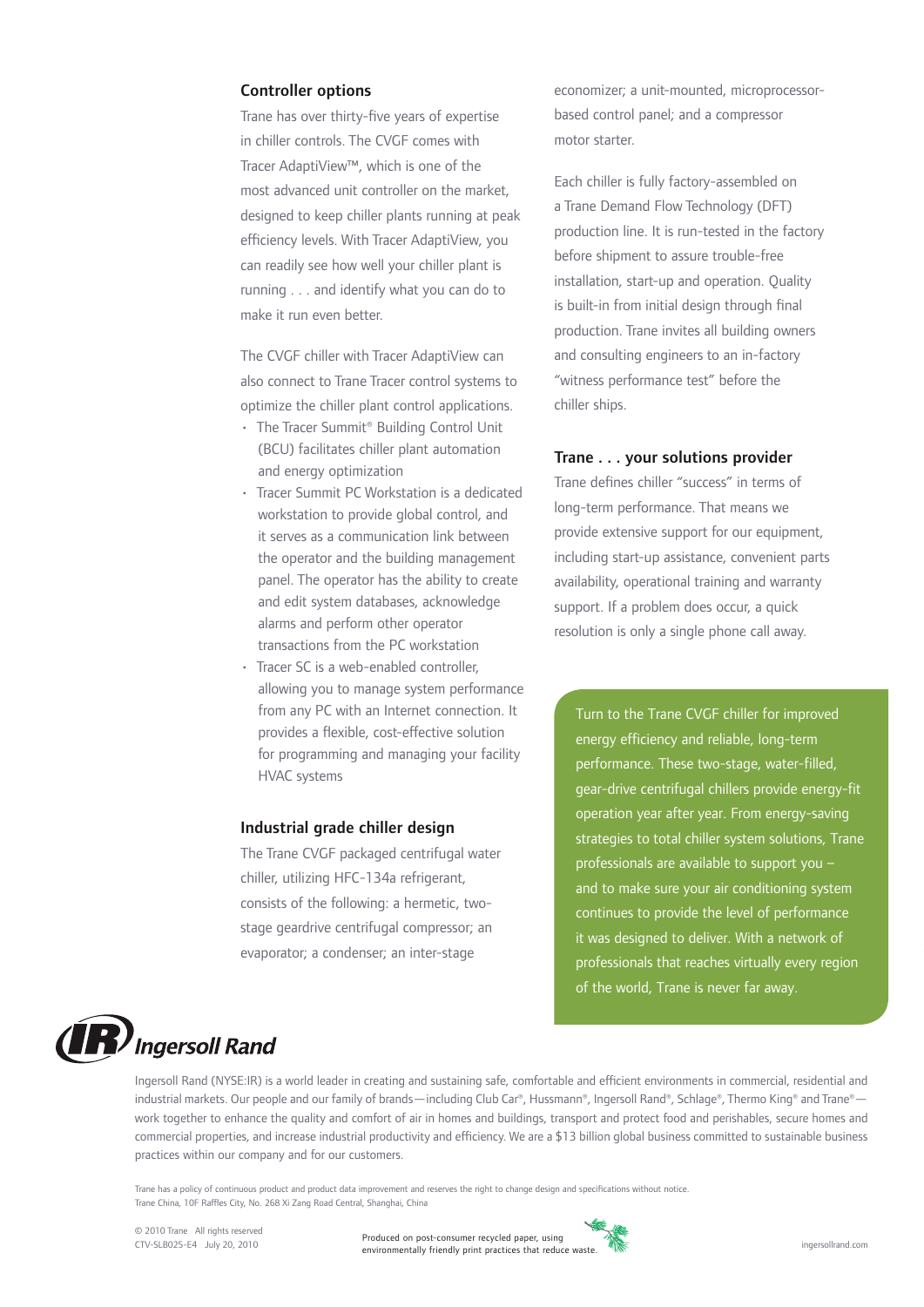## Controller options

Trane has over thirty-five years of expertise in chiller controls. The CVGF comes with Tracer AdaptiView™, which is one of the most advanced unit controller on the market, designed to keep chiller plants running at peak efficiency levels. With Tracer AdaptiView, you can readily see how well your chiller plant is running . . . and identify what you can do to make it run even better.

The CVGF chiller with Tracer AdaptiView can also connect to Trane Tracer control systems to optimize the chiller plant control applications.

- The Tracer Summit® Building Control Unit (BCU) facilitates chiller plant automation and energy optimization
- Tracer Summit PC Workstation is a dedicated workstation to provide global control, and it serves as a communication link between the operator and the building management panel. The operator has the ability to create and edit system databases, acknowledge alarms and perform other operator transactions from the PC workstation
- Tracer SC is a web-enabled controller, allowing you to manage system performance from any PC with an Internet connection. It provides a flexible, cost-effective solution for programming and managing your facility HVAC systems

## Industrial grade chiller design

The Trane CVGF packaged centrifugal water chiller, utilizing HFC-134a refrigerant, consists of the following: a hermetic, two-stage geardrive centrifugal compressor; an evaporator; a condenser; an inter-stage economizer; a unit-mounted, microprocessor-based control panel; and a compressor motor starter.

Each chiller is fully factory-assembled on a Trane Demand Flow Technology (DFT) production line. It is run-tested in the factory before shipment to assure trouble-free installation, start-up and operation. Quality is built-in from initial design through final production. Trane invites all building owners and consulting engineers to an in-factory "witness performance test" before the chiller ships.

## Trane . . . your solutions provider

Trane defines chiller "success" in terms of long-term performance. That means we provide extensive support for our equipment, including start-up assistance, convenient parts availability, operational training and warranty support. If a problem does occur, a quick resolution is only a single phone call away.

Turn to the Trane CVGF chiller for improved energy efficiency and reliable, long-term performance. These two-stage, water-filled, gear-drive centrifugal chillers provide energy-fit operation year after year. From energy-saving strategies to total chiller system solutions, Trane professionals are available to support you – and to make sure your air conditioning system continues to provide the level of performance it was designed to deliver. With a network of professionals that reaches virtually every region of the world, Trane is never far away.

Ingersoll Rand

Ingersoll Rand (NYSE:IR) is a world leader in creating and sustaining safe, comfortable and efficient environments in commercial, residential and industrial markets. Our people and our family of brands—including Club Car®, Hussmann®, Ingersoll Rand®, Schlage®, Thermo King® and Trane®—work together to enhance the quality and comfort of air in homes and buildings, transport and protect food and perishables, secure homes and commercial properties, and increase industrial productivity and efficiency. We are a $13 billion global business committed to sustainable business practices within our company and for our customers.

Trane has a policy of continuous product and product data improvement and reserves the right to change design and specifications without notice.
Trane China, 10F Raffles City, No. 268 Xi Zang Road Central, Shanghai, China

© 2010 Trane All rights reserved
CTV-SLB025-E4 July 20, 2010

Produced on post-consumer recycled paper, using environmentally friendly print practices that reduce waste.

ingersollrand.com